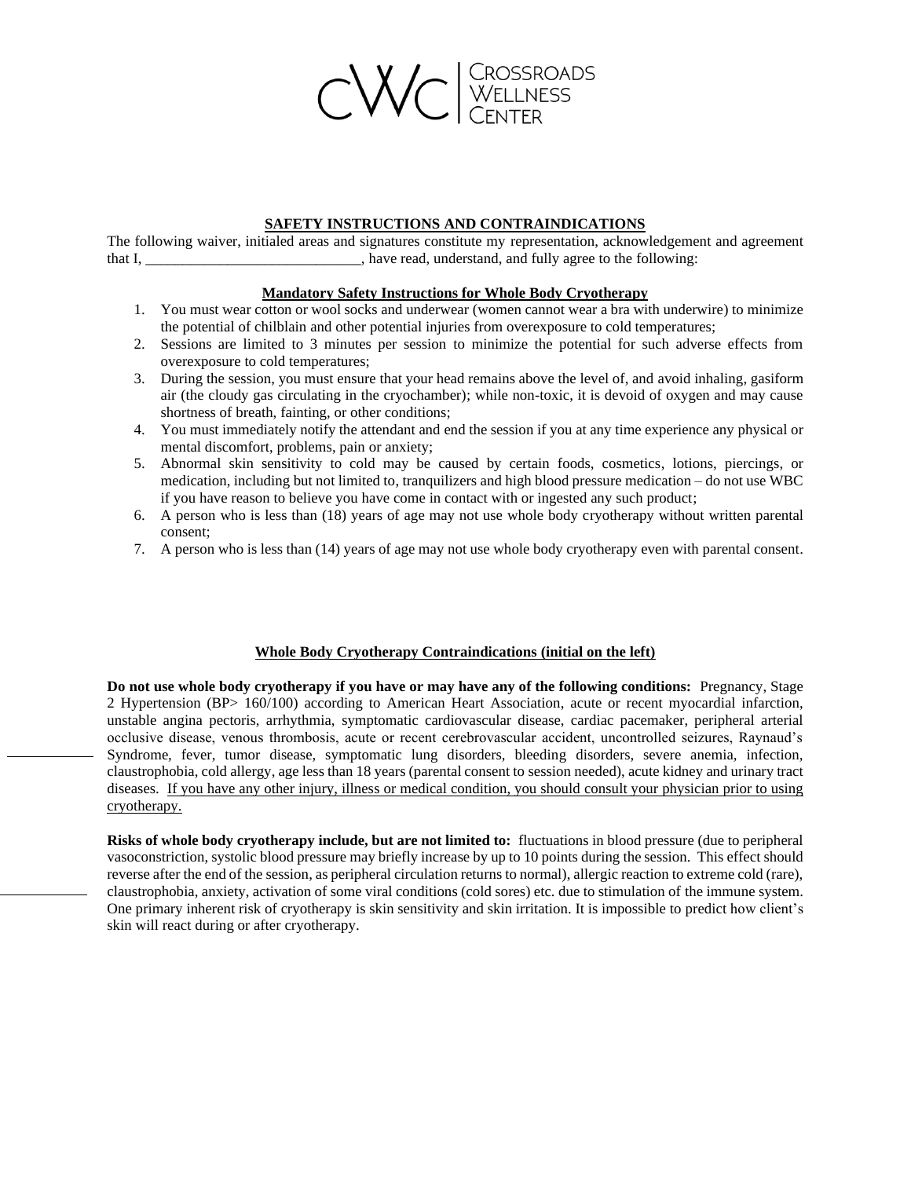CWC | CROSSROADS WELLNESS CENTER

## SAFETY INSTRUCTIONS AND CONTRAINDICATIONS

The following waiver, initialed areas and signatures constitute my representation, acknowledgement and agreement that I, ______________________________, have read, understand, and fully agree to the following:

### Mandatory Safety Instructions for Whole Body Cryotherapy

1. You must wear cotton or wool socks and underwear (women cannot wear a bra with underwire) to minimize the potential of chilblain and other potential injuries from overexposure to cold temperatures;
2. Sessions are limited to 3 minutes per session to minimize the potential for such adverse effects from overexposure to cold temperatures;
3. During the session, you must ensure that your head remains above the level of, and avoid inhaling, gasiform air (the cloudy gas circulating in the cryochamber); while non-toxic, it is devoid of oxygen and may cause shortness of breath, fainting, or other conditions;
4. You must immediately notify the attendant and end the session if you at any time experience any physical or mental discomfort, problems, pain or anxiety;
5. Abnormal skin sensitivity to cold may be caused by certain foods, cosmetics, lotions, piercings, or medication, including but not limited to, tranquilizers and high blood pressure medication – do not use WBC if you have reason to believe you have come in contact with or ingested any such product;
6. A person who is less than (18) years of age may not use whole body cryotherapy without written parental consent;
7. A person who is less than (14) years of age may not use whole body cryotherapy even with parental consent.

### Whole Body Cryotherapy Contraindications (initial on the left)

____________ **Do not use whole body cryotherapy if you have or may have any of the following conditions:** Pregnancy, Stage 2 Hypertension (BP> 160/100) according to American Heart Association, acute or recent myocardial infarction, unstable angina pectoris, arrhythmia, symptomatic cardiovascular disease, cardiac pacemaker, peripheral arterial occlusive disease, venous thrombosis, acute or recent cerebrovascular accident, uncontrolled seizures, Raynaud's Syndrome, fever, tumor disease, symptomatic lung disorders, bleeding disorders, severe anemia, infection, claustrophobia, cold allergy, age less than 18 years (parental consent to session needed), acute kidney and urinary tract diseases. If you have any other injury, illness or medical condition, you should consult your physician prior to using cryotherapy.

____________ **Risks of whole body cryotherapy include, but are not limited to:** fluctuations in blood pressure (due to peripheral vasoconstriction, systolic blood pressure may briefly increase by up to 10 points during the session. This effect should reverse after the end of the session, as peripheral circulation returns to normal), allergic reaction to extreme cold (rare), claustrophobia, anxiety, activation of some viral conditions (cold sores) etc. due to stimulation of the immune system. One primary inherent risk of cryotherapy is skin sensitivity and skin irritation. It is impossible to predict how client's skin will react during or after cryotherapy.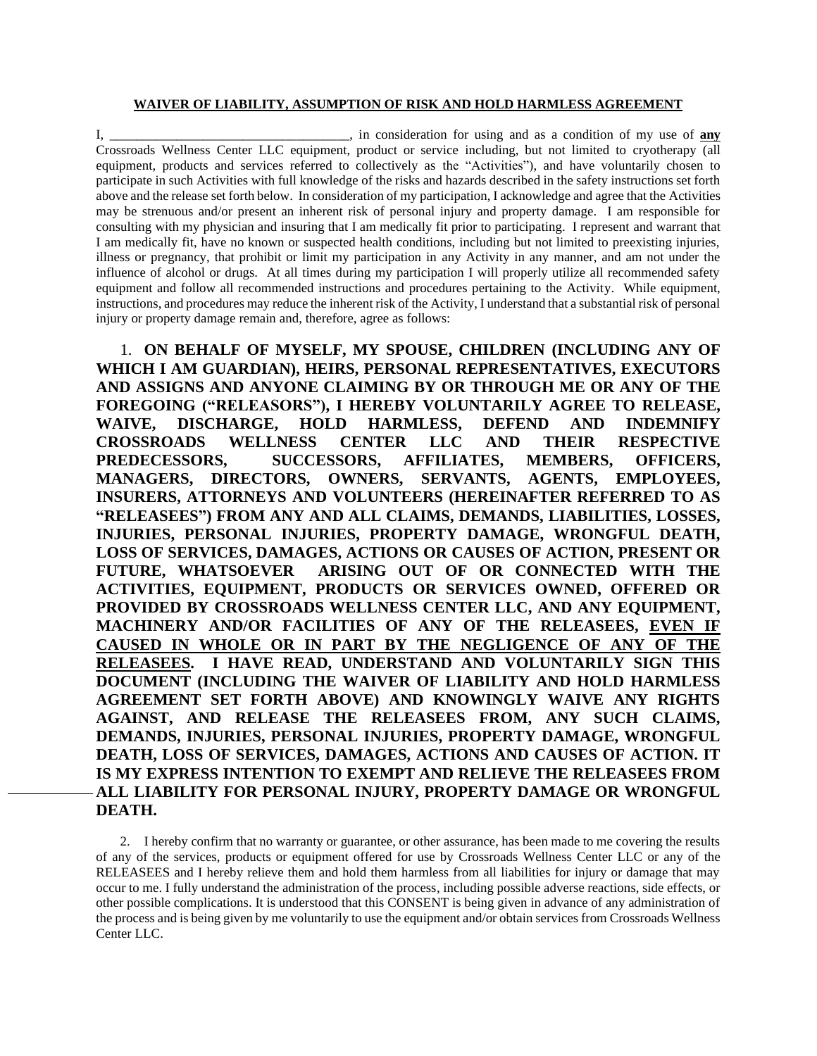**WAIVER OF LIABILITY, ASSUMPTION OF RISK AND HOLD HARMLESS AGREEMENT**

I, ___________________________________, in consideration for using and as a condition of my use of **any** Crossroads Wellness Center LLC equipment, product or service including, but not limited to cryotherapy (all equipment, products and services referred to collectively as the "Activities"), and have voluntarily chosen to participate in such Activities with full knowledge of the risks and hazards described in the safety instructions set forth above and the release set forth below. In consideration of my participation, I acknowledge and agree that the Activities may be strenuous and/or present an inherent risk of personal injury and property damage. I am responsible for consulting with my physician and insuring that I am medically fit prior to participating. I represent and warrant that I am medically fit, have no known or suspected health conditions, including but not limited to preexisting injuries, illness or pregnancy, that prohibit or limit my participation in any Activity in any manner, and am not under the influence of alcohol or drugs. At all times during my participation I will properly utilize all recommended safety equipment and follow all recommended instructions and procedures pertaining to the Activity. While equipment, instructions, and procedures may reduce the inherent risk of the Activity, I understand that a substantial risk of personal injury or property damage remain and, therefore, agree as follows:

1. **ON BEHALF OF MYSELF, MY SPOUSE, CHILDREN (INCLUDING ANY OF WHICH I AM GUARDIAN), HEIRS, PERSONAL REPRESENTATIVES, EXECUTORS AND ASSIGNS AND ANYONE CLAIMING BY OR THROUGH ME OR ANY OF THE FOREGOING ("RELEASORS"), I HEREBY VOLUNTARILY AGREE TO RELEASE, WAIVE, DISCHARGE, HOLD HARMLESS, DEFEND AND INDEMNIFY CROSSROADS WELLNESS CENTER LLC AND THEIR RESPECTIVE PREDECESSORS, SUCCESSORS, AFFILIATES, MEMBERS, OFFICERS, MANAGERS, DIRECTORS, OWNERS, SERVANTS, AGENTS, EMPLOYEES, INSURERS, ATTORNEYS AND VOLUNTEERS (HEREINAFTER REFERRED TO AS "RELEASEES") FROM ANY AND ALL CLAIMS, DEMANDS, LIABILITIES, LOSSES, INJURIES, PERSONAL INJURIES, PROPERTY DAMAGE, WRONGFUL DEATH, LOSS OF SERVICES, DAMAGES, ACTIONS OR CAUSES OF ACTION, PRESENT OR FUTURE, WHATSOEVER ARISING OUT OF OR CONNECTED WITH THE ACTIVITIES, EQUIPMENT, PRODUCTS OR SERVICES OWNED, OFFERED OR PROVIDED BY CROSSROADS WELLNESS CENTER LLC, AND ANY EQUIPMENT, MACHINERY AND/OR FACILITIES OF ANY OF THE RELEASEES, <u>EVEN IF CAUSED IN WHOLE OR IN PART BY THE NEGLIGENCE OF ANY OF THE RELEASEES</u>. I HAVE READ, UNDERSTAND AND VOLUNTARILY SIGN THIS DOCUMENT (INCLUDING THE WAIVER OF LIABILITY AND HOLD HARMLESS AGREEMENT SET FORTH ABOVE) AND KNOWINGLY WAIVE ANY RIGHTS AGAINST, AND RELEASE THE RELEASEES FROM, ANY SUCH CLAIMS, DEMANDS, INJURIES, PERSONAL INJURIES, PROPERTY DAMAGE, WRONGFUL DEATH, LOSS OF SERVICES, DAMAGES, ACTIONS AND CAUSES OF ACTION. IT IS MY EXPRESS INTENTION TO EXEMPT AND RELIEVE THE RELEASEES FROM ALL LIABILITY FOR PERSONAL INJURY, PROPERTY DAMAGE OR WRONGFUL DEATH.**

2. I hereby confirm that no warranty or guarantee, or other assurance, has been made to me covering the results of any of the services, products or equipment offered for use by Crossroads Wellness Center LLC or any of the RELEASEES and I hereby relieve them and hold them harmless from all liabilities for injury or damage that may occur to me. I fully understand the administration of the process, including possible adverse reactions, side effects, or other possible complications. It is understood that this CONSENT is being given in advance of any administration of the process and is being given by me voluntarily to use the equipment and/or obtain services from Crossroads Wellness Center LLC.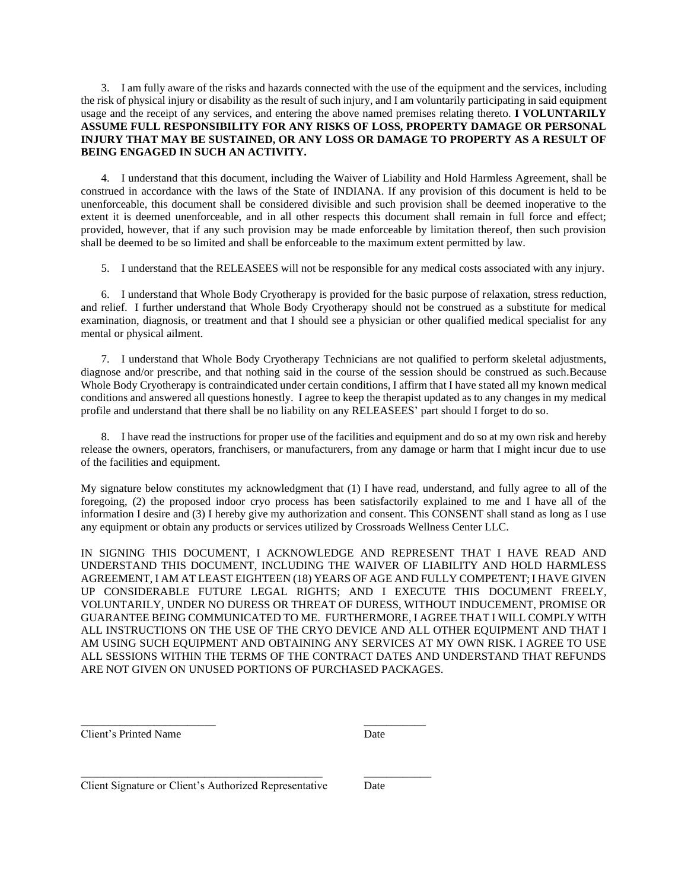3. I am fully aware of the risks and hazards connected with the use of the equipment and the services, including the risk of physical injury or disability as the result of such injury, and I am voluntarily participating in said equipment usage and the receipt of any services, and entering the above named premises relating thereto. **I VOLUNTARILY ASSUME FULL RESPONSIBILITY FOR ANY RISKS OF LOSS, PROPERTY DAMAGE OR PERSONAL INJURY THAT MAY BE SUSTAINED, OR ANY LOSS OR DAMAGE TO PROPERTY AS A RESULT OF BEING ENGAGED IN SUCH AN ACTIVITY.**

4. I understand that this document, including the Waiver of Liability and Hold Harmless Agreement, shall be construed in accordance with the laws of the State of INDIANA. If any provision of this document is held to be unenforceable, this document shall be considered divisible and such provision shall be deemed inoperative to the extent it is deemed unenforceable, and in all other respects this document shall remain in full force and effect; provided, however, that if any such provision may be made enforceable by limitation thereof, then such provision shall be deemed to be so limited and shall be enforceable to the maximum extent permitted by law.

5. I understand that the RELEASEES will not be responsible for any medical costs associated with any injury.

6. I understand that Whole Body Cryotherapy is provided for the basic purpose of relaxation, stress reduction, and relief. I further understand that Whole Body Cryotherapy should not be construed as a substitute for medical examination, diagnosis, or treatment and that I should see a physician or other qualified medical specialist for any mental or physical ailment.

7. I understand that Whole Body Cryotherapy Technicians are not qualified to perform skeletal adjustments, diagnose and/or prescribe, and that nothing said in the course of the session should be construed as such.Because Whole Body Cryotherapy is contraindicated under certain conditions, I affirm that I have stated all my known medical conditions and answered all questions honestly. I agree to keep the therapist updated as to any changes in my medical profile and understand that there shall be no liability on any RELEASEES' part should I forget to do so.

8. I have read the instructions for proper use of the facilities and equipment and do so at my own risk and hereby release the owners, operators, franchisers, or manufacturers, from any damage or harm that I might incur due to use of the facilities and equipment.

My signature below constitutes my acknowledgment that (1) I have read, understand, and fully agree to all of the foregoing, (2) the proposed indoor cryo process has been satisfactorily explained to me and I have all of the information I desire and (3) I hereby give my authorization and consent. This CONSENT shall stand as long as I use any equipment or obtain any products or services utilized by Crossroads Wellness Center LLC.

IN SIGNING THIS DOCUMENT, I ACKNOWLEDGE AND REPRESENT THAT I HAVE READ AND UNDERSTAND THIS DOCUMENT, INCLUDING THE WAIVER OF LIABILITY AND HOLD HARMLESS AGREEMENT, I AM AT LEAST EIGHTEEN (18) YEARS OF AGE AND FULLY COMPETENT; I HAVE GIVEN UP CONSIDERABLE FUTURE LEGAL RIGHTS; AND I EXECUTE THIS DOCUMENT FREELY, VOLUNTARILY, UNDER NO DURESS OR THREAT OF DURESS, WITHOUT INDUCEMENT, PROMISE OR GUARANTEE BEING COMMUNICATED TO ME. FURTHERMORE, I AGREE THAT I WILL COMPLY WITH ALL INSTRUCTIONS ON THE USE OF THE CRYO DEVICE AND ALL OTHER EQUIPMENT AND THAT I AM USING SUCH EQUIPMENT AND OBTAINING ANY SERVICES AT MY OWN RISK. I AGREE TO USE ALL SESSIONS WITHIN THE TERMS OF THE CONTRACT DATES AND UNDERSTAND THAT REFUNDS ARE NOT GIVEN ON UNUSED PORTIONS OF PURCHASED PACKAGES.

________________________ ___________
Client's Printed Name Date

_____________________________________________ ____________
Client Signature or Client's Authorized Representative Date